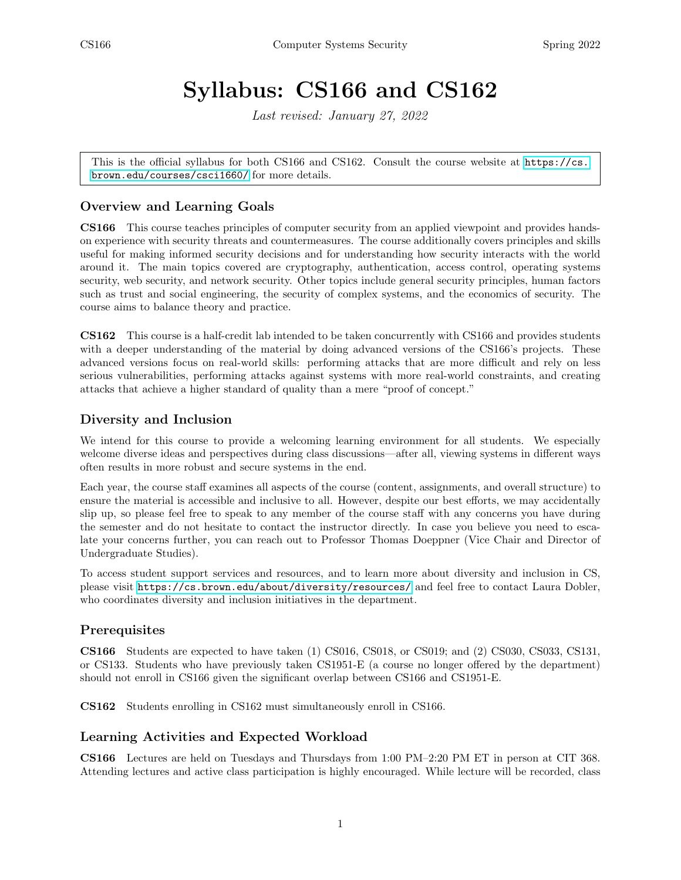# Syllabus: CS166 and CS162

*Last revised: January 27, 2022*

This is the official syllabus for both CS166 and CS162. Consult the course website at https://cs.brown.edu/courses/csci1660/ for more details.

## Overview and Learning Goals

**CS166** This course teaches principles of computer security from an applied viewpoint and provides hands-on experience with security threats and countermeasures. The course additionally covers principles and skills useful for making informed security decisions and for understanding how security interacts with the world around it. The main topics covered are cryptography, authentication, access control, operating systems security, web security, and network security. Other topics include general security principles, human factors such as trust and social engineering, the security of complex systems, and the economics of security. The course aims to balance theory and practice.

**CS162** This course is a half-credit lab intended to be taken concurrently with CS166 and provides students with a deeper understanding of the material by doing advanced versions of the CS166's projects. These advanced versions focus on real-world skills: performing attacks that are more difficult and rely on less serious vulnerabilities, performing attacks against systems with more real-world constraints, and creating attacks that achieve a higher standard of quality than a mere "proof of concept."

## Diversity and Inclusion

We intend for this course to provide a welcoming learning environment for all students. We especially welcome diverse ideas and perspectives during class discussions—after all, viewing systems in different ways often results in more robust and secure systems in the end.

Each year, the course staff examines all aspects of the course (content, assignments, and overall structure) to ensure the material is accessible and inclusive to all. However, despite our best efforts, we may accidentally slip up, so please feel free to speak to any member of the course staff with any concerns you have during the semester and do not hesitate to contact the instructor directly. In case you believe you need to escalate your concerns further, you can reach out to Professor Thomas Doeppner (Vice Chair and Director of Undergraduate Studies).

To access student support services and resources, and to learn more about diversity and inclusion in CS, please visit https://cs.brown.edu/about/diversity/resources/ and feel free to contact Laura Dobler, who coordinates diversity and inclusion initiatives in the department.

## Prerequisites

**CS166** Students are expected to have taken (1) CS016, CS018, or CS019; and (2) CS030, CS033, CS131, or CS133. Students who have previously taken CS1951-E (a course no longer offered by the department) should not enroll in CS166 given the significant overlap between CS166 and CS1951-E.

**CS162** Students enrolling in CS162 must simultaneously enroll in CS166.

## Learning Activities and Expected Workload

**CS166** Lectures are held on Tuesdays and Thursdays from 1:00 PM–2:20 PM ET in person at CIT 368. Attending lectures and active class participation is highly encouraged. While lecture will be recorded, class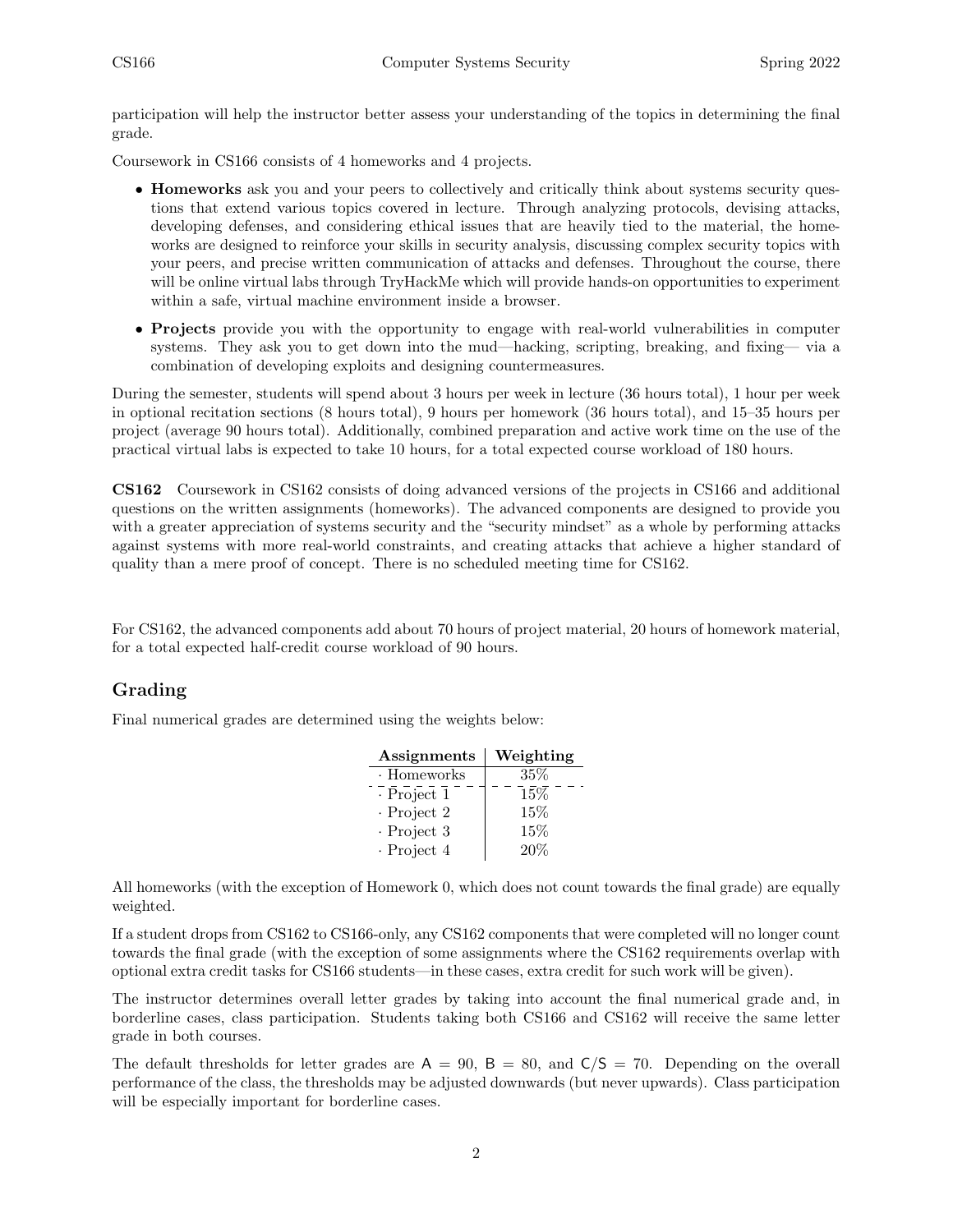participation will help the instructor better assess your understanding of the topics in determining the final grade.

Coursework in CS166 consists of 4 homeworks and 4 projects.

- **Homeworks** ask you and your peers to collectively and critically think about systems security questions that extend various topics covered in lecture. Through analyzing protocols, devising attacks, developing defenses, and considering ethical issues that are heavily tied to the material, the homeworks are designed to reinforce your skills in security analysis, discussing complex security topics with your peers, and precise written communication of attacks and defenses. Throughout the course, there will be online virtual labs through TryHackMe which will provide hands-on opportunities to experiment within a safe, virtual machine environment inside a browser.
- **Projects** provide you with the opportunity to engage with real-world vulnerabilities in computer systems. They ask you to get down into the mud—hacking, scripting, breaking, and fixing— via a combination of developing exploits and designing countermeasures.

During the semester, students will spend about 3 hours per week in lecture (36 hours total), 1 hour per week in optional recitation sections (8 hours total), 9 hours per homework (36 hours total), and 15–35 hours per project (average 90 hours total). Additionally, combined preparation and active work time on the use of the practical virtual labs is expected to take 10 hours, for a total expected course workload of 180 hours.

**CS162** Coursework in CS162 consists of doing advanced versions of the projects in CS166 and additional questions on the written assignments (homeworks). The advanced components are designed to provide you with a greater appreciation of systems security and the "security mindset" as a whole by performing attacks against systems with more real-world constraints, and creating attacks that achieve a higher standard of quality than a mere proof of concept. There is no scheduled meeting time for CS162.

For CS162, the advanced components add about 70 hours of project material, 20 hours of homework material, for a total expected half-credit course workload of 90 hours.

## Grading

Final numerical grades are determined using the weights below:

| Assignments | Weighting |
|---|---|
| · Homeworks | 35% |
| · Project 1 | 15% |
| · Project 2 | 15% |
| · Project 3 | 15% |
| · Project 4 | 20% |

All homeworks (with the exception of Homework 0, which does not count towards the final grade) are equally weighted.

If a student drops from CS162 to CS166-only, any CS162 components that were completed will no longer count towards the final grade (with the exception of some assignments where the CS162 requirements overlap with optional extra credit tasks for CS166 students—in these cases, extra credit for such work will be given).

The instructor determines overall letter grades by taking into account the final numerical grade and, in borderline cases, class participation. Students taking both CS166 and CS162 will receive the same letter grade in both courses.

The default thresholds for letter grades are A = 90, B = 80, and C/S = 70. Depending on the overall performance of the class, the thresholds may be adjusted downwards (but never upwards). Class participation will be especially important for borderline cases.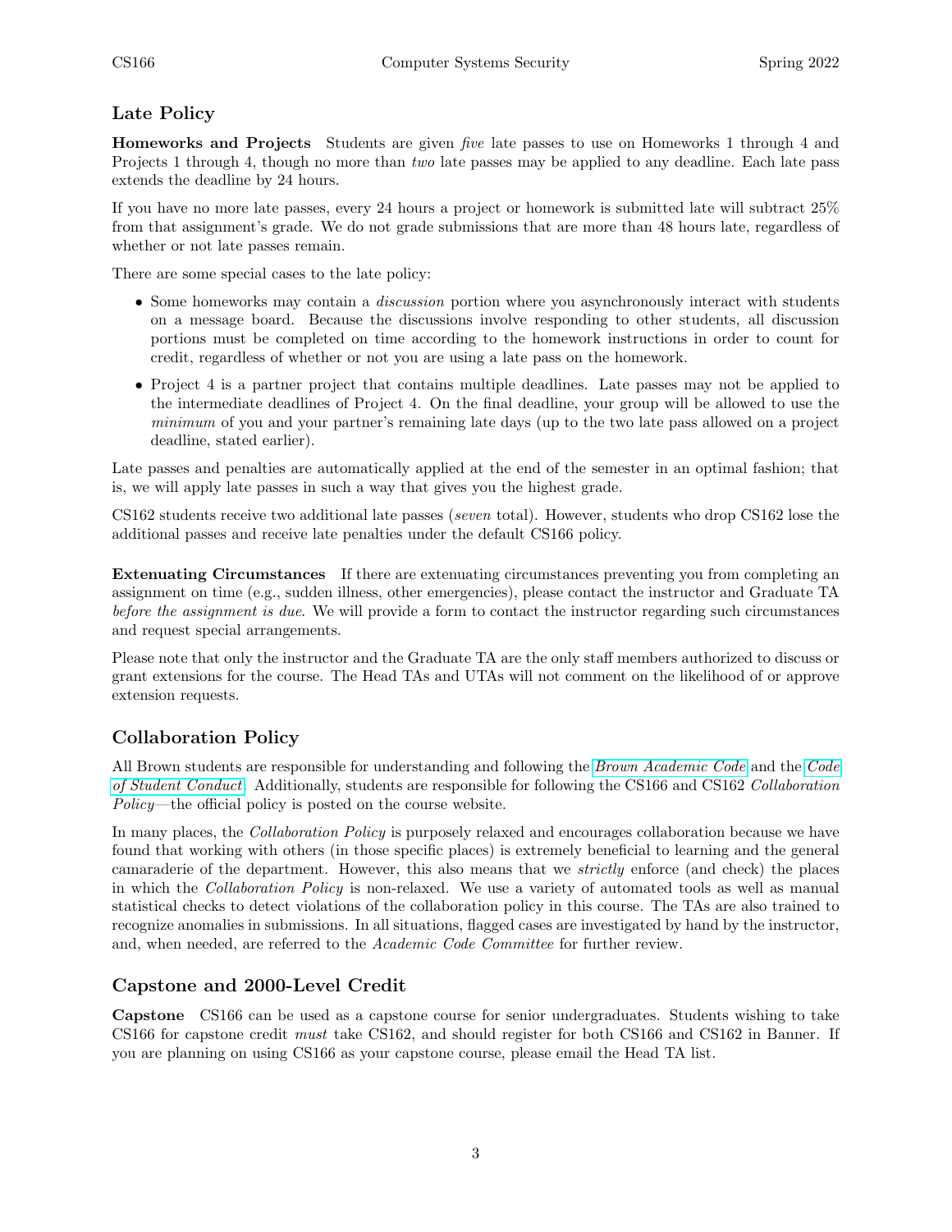## Late Policy

**Homeworks and Projects** Students are given *five* late passes to use on Homeworks 1 through 4 and Projects 1 through 4, though no more than *two* late passes may be applied to any deadline. Each late pass extends the deadline by 24 hours.

If you have no more late passes, every 24 hours a project or homework is submitted late will subtract 25% from that assignment's grade. We do not grade submissions that are more than 48 hours late, regardless of whether or not late passes remain.

There are some special cases to the late policy:

- Some homeworks may contain a *discussion* portion where you asynchronously interact with students on a message board. Because the discussions involve responding to other students, all discussion portions must be completed on time according to the homework instructions in order to count for credit, regardless of whether or not you are using a late pass on the homework.
- Project 4 is a partner project that contains multiple deadlines. Late passes may not be applied to the intermediate deadlines of Project 4. On the final deadline, your group will be allowed to use the *minimum* of you and your partner's remaining late days (up to the two late pass allowed on a project deadline, stated earlier).

Late passes and penalties are automatically applied at the end of the semester in an optimal fashion; that is, we will apply late passes in such a way that gives you the highest grade.

CS162 students receive two additional late passes (*seven* total). However, students who drop CS162 lose the additional passes and receive late penalties under the default CS166 policy.

**Extenuating Circumstances** If there are extenuating circumstances preventing you from completing an assignment on time (e.g., sudden illness, other emergencies), please contact the instructor and Graduate TA *before the assignment is due*. We will provide a form to contact the instructor regarding such circumstances and request special arrangements.

Please note that only the instructor and the Graduate TA are the only staff members authorized to discuss or grant extensions for the course. The Head TAs and UTAs will not comment on the likelihood of or approve extension requests.

## Collaboration Policy

All Brown students are responsible for understanding and following the *Brown Academic Code* and the *Code of Student Conduct*. Additionally, students are responsible for following the CS166 and CS162 *Collaboration Policy*—the official policy is posted on the course website.

In many places, the *Collaboration Policy* is purposely relaxed and encourages collaboration because we have found that working with others (in those specific places) is extremely beneficial to learning and the general camaraderie of the department. However, this also means that we *strictly* enforce (and check) the places in which the *Collaboration Policy* is non-relaxed. We use a variety of automated tools as well as manual statistical checks to detect violations of the collaboration policy in this course. The TAs are also trained to recognize anomalies in submissions. In all situations, flagged cases are investigated by hand by the instructor, and, when needed, are referred to the *Academic Code Committee* for further review.

## Capstone and 2000-Level Credit

**Capstone** CS166 can be used as a capstone course for senior undergraduates. Students wishing to take CS166 for capstone credit *must* take CS162, and should register for both CS166 and CS162 in Banner. If you are planning on using CS166 as your capstone course, please email the Head TA list.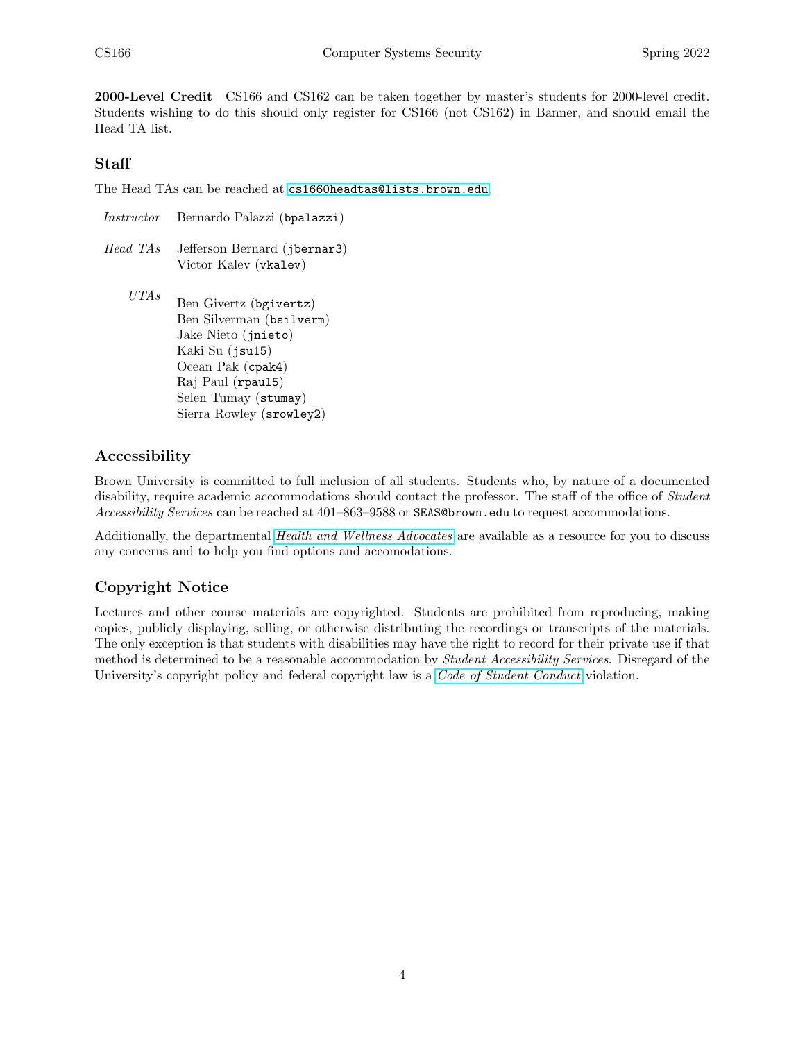**2000-Level Credit** CS166 and CS162 can be taken together by master's students for 2000-level credit. Students wishing to do this should only register for CS166 (not CS162) in Banner, and should email the Head TA list.

## Staff

The Head TAs can be reached at cs1660headtas@lists.brown.edu.

| | |
|---|---|
| *Instructor* | Bernardo Palazzi (bpalazzi) |
| *Head TAs* | Jefferson Bernard (jbernar3)<br>Victor Kalev (vkalev) |
| *UTAs* | Ben Givertz (bgivertz)<br>Ben Silverman (bsilverm)<br>Jake Nieto (jnieto)<br>Kaki Su (jsu15)<br>Ocean Pak (cpak4)<br>Raj Paul (rpaul5)<br>Selen Tumay (stumay)<br>Sierra Rowley (srowley2) |

## Accessibility

Brown University is committed to full inclusion of all students. Students who, by nature of a documented disability, require academic accommodations should contact the professor. The staff of the office of *Student Accessibility Services* can be reached at 401–863–9588 or SEAS@brown.edu to request accommodations.

Additionally, the departmental *Health and Wellness Advocates* are available as a resource for you to discuss any concerns and to help you find options and accomodations.

## Copyright Notice

Lectures and other course materials are copyrighted. Students are prohibited from reproducing, making copies, publicly displaying, selling, or otherwise distributing the recordings or transcripts of the materials. The only exception is that students with disabilities may have the right to record for their private use if that method is determined to be a reasonable accommodation by *Student Accessibility Services*. Disregard of the University's copyright policy and federal copyright law is a *Code of Student Conduct* violation.